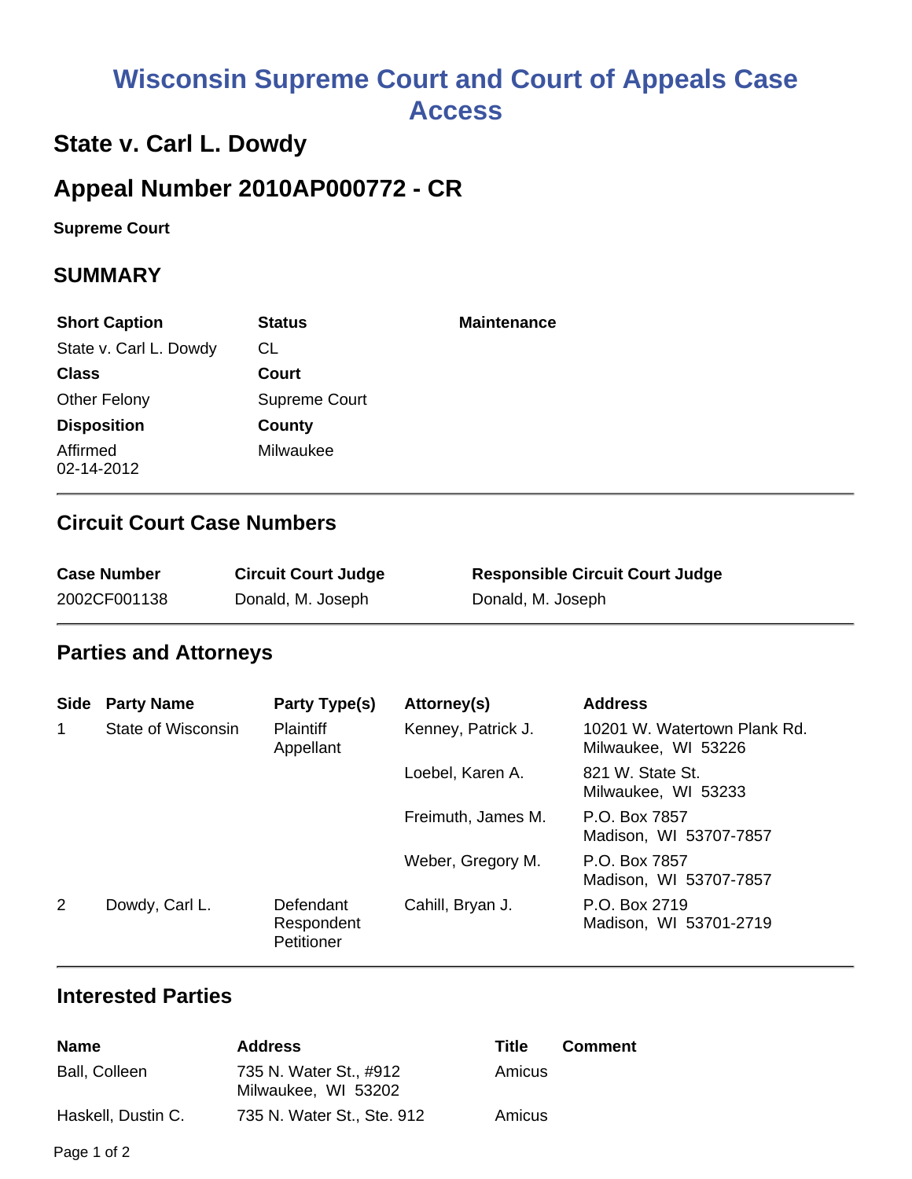# Wisconsin Supreme Court and Court of Appeals Case Access

## State v. Carl L. Dowdy

## Appeal Number 2010AP000772 - CR

**Supreme Court**

## SUMMARY

| Short Caption | Status | Maintenance |
|---|---|---|
| State v. Carl L. Dowdy | CL | |
| **Class** | **Court** | |
| Other Felony | Supreme Court | |
| **Disposition** | **County** | |
| Affirmed 02-14-2012 | Milwaukee | |

### Circuit Court Case Numbers

| Case Number | Circuit Court Judge | Responsible Circuit Court Judge |
|---|---|---|
| 2002CF001138 | Donald, M. Joseph | Donald, M. Joseph |

### Parties and Attorneys

| Side | Party Name | Party Type(s) | Attorney(s) | Address |
|---|---|---|---|---|
| 1 | State of Wisconsin | Plaintiff Appellant | Kenney, Patrick J. | 10201 W. Watertown Plank Rd. Milwaukee, WI 53226 |
| | | | Loebel, Karen A. | 821 W. State St. Milwaukee, WI 53233 |
| | | | Freimuth, James M. | P.O. Box 7857 Madison, WI 53707-7857 |
| | | | Weber, Gregory M. | P.O. Box 7857 Madison, WI 53707-7857 |
| 2 | Dowdy, Carl L. | Defendant Respondent Petitioner | Cahill, Bryan J. | P.O. Box 2719 Madison, WI 53701-2719 |

### Interested Parties

| Name | Address | Title | Comment |
|---|---|---|---|
| Ball, Colleen | 735 N. Water St., #912 Milwaukee, WI 53202 | Amicus | |
| Haskell, Dustin C. | 735 N. Water St., Ste. 912 | Amicus | |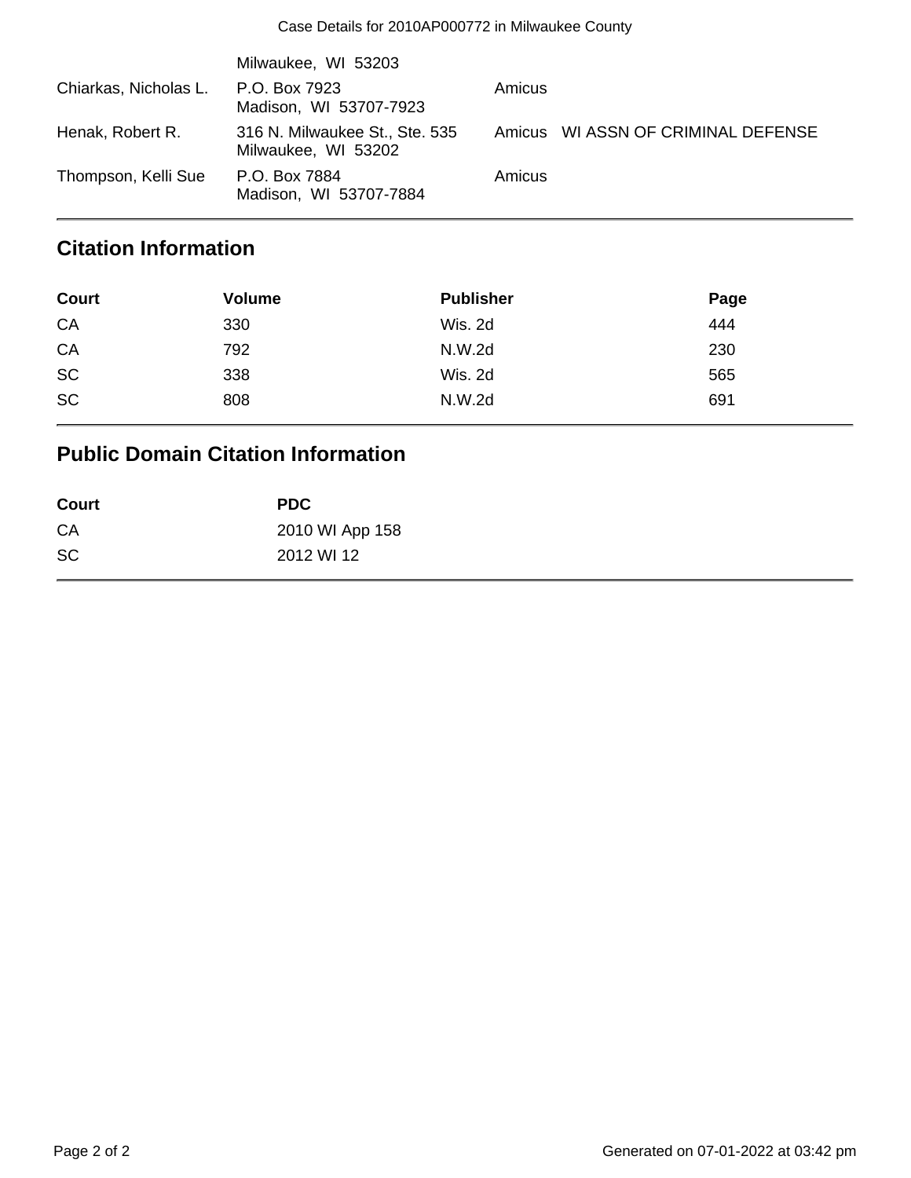| | | | |
|---|---|---|---|
| | Milwaukee, WI 53203 | | |
| Chiarkas, Nicholas L. | P.O. Box 7923<br>Madison, WI 53707-7923 | Amicus | |
| Henak, Robert R. | 316 N. Milwaukee St., Ste. 535<br>Milwaukee, WI 53202 | Amicus | WI ASSN OF CRIMINAL DEFENSE |
| Thompson, Kelli Sue | P.O. Box 7884<br>Madison, WI 53707-7884 | Amicus | |

## Citation Information

| Court | Volume | Publisher | Page |
|---|---|---|---|
| CA | 330 | Wis. 2d | 444 |
| CA | 792 | N.W.2d | 230 |
| SC | 338 | Wis. 2d | 565 |
| SC | 808 | N.W.2d | 691 |

## Public Domain Citation Information

| Court | PDC |
|---|---|
| CA | 2010 WI App 158 |
| SC | 2012 WI 12 |

Generated on 07-01-2022 at 03:42 pm